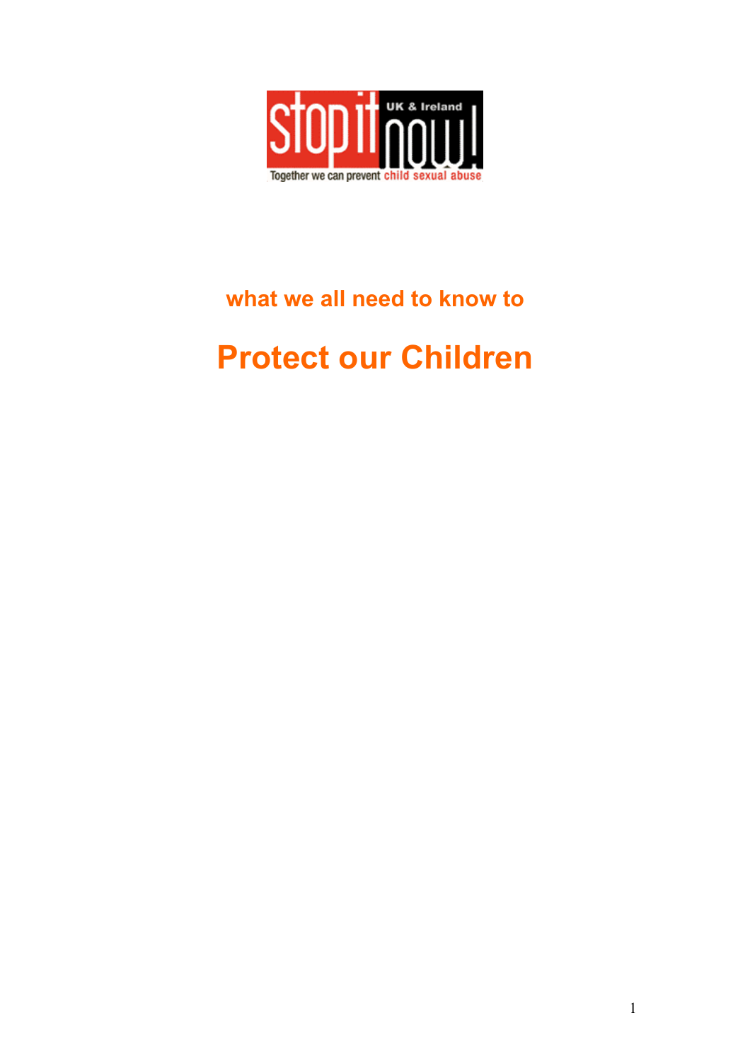stop it now! UK & Ireland

Together we can prevent child sexual abuse

## what we all need to know to

# Protect our Children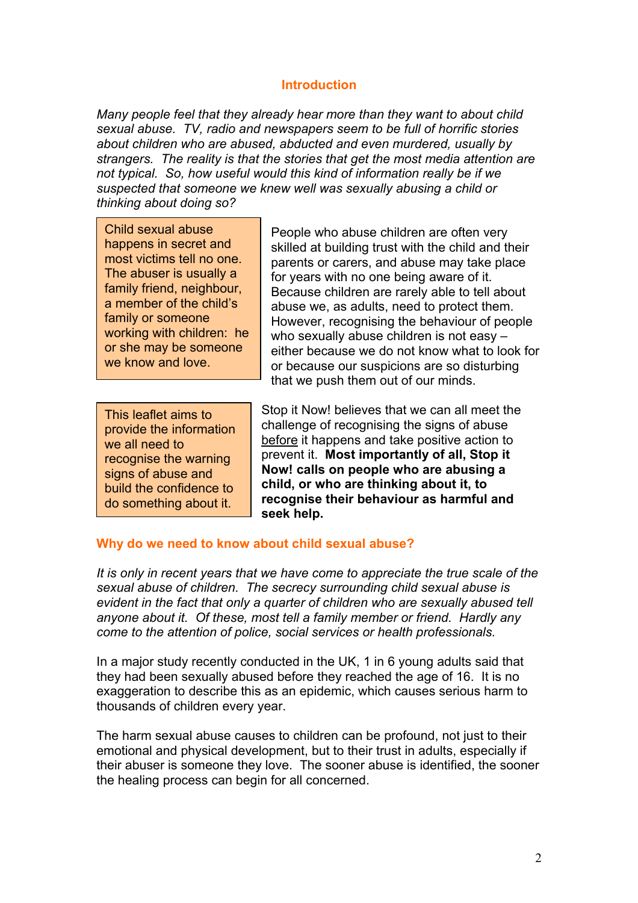## Introduction

*Many people feel that they already hear more than they want to about child sexual abuse. TV, radio and newspapers seem to be full of horrific stories about children who are abused, abducted and even murdered, usually by strangers. The reality is that the stories that get the most media attention are not typical. So, how useful would this kind of information really be if we suspected that someone we knew well was sexually abusing a child or thinking about doing so?*

> Child sexual abuse happens in secret and most victims tell no one. The abuser is usually a family friend, neighbour, a member of the child's family or someone working with children: he or she may be someone we know and love.

People who abuse children are often very skilled at building trust with the child and their parents or carers, and abuse may take place for years with no one being aware of it. Because children are rarely able to tell about abuse we, as adults, need to protect them. However, recognising the behaviour of people who sexually abuse children is not easy – either because we do not know what to look for or because our suspicions are so disturbing that we push them out of our minds.

> This leaflet aims to provide the information we all need to recognise the warning signs of abuse and build the confidence to do something about it.

Stop it Now! believes that we can all meet the challenge of recognising the signs of abuse before it happens and take positive action to prevent it. **Most importantly of all, Stop it Now! calls on people who are abusing a child, or who are thinking about it, to recognise their behaviour as harmful and seek help.**

## Why do we need to know about child sexual abuse?

*It is only in recent years that we have come to appreciate the true scale of the sexual abuse of children. The secrecy surrounding child sexual abuse is evident in the fact that only a quarter of children who are sexually abused tell anyone about it. Of these, most tell a family member or friend. Hardly any come to the attention of police, social services or health professionals.*

In a major study recently conducted in the UK, 1 in 6 young adults said that they had been sexually abused before they reached the age of 16. It is no exaggeration to describe this as an epidemic, which causes serious harm to thousands of children every year.

The harm sexual abuse causes to children can be profound, not just to their emotional and physical development, but to their trust in adults, especially if their abuser is someone they love. The sooner abuse is identified, the sooner the healing process can begin for all concerned.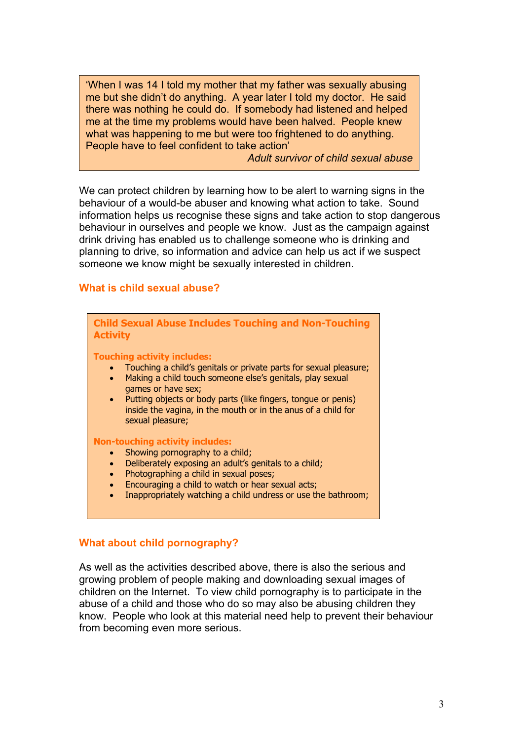> 'When I was 14 I told my mother that my father was sexually abusing me but she didn't do anything. A year later I told my doctor. He said there was nothing he could do. If somebody had listened and helped me at the time my problems would have been halved. People knew what was happening to me but were too frightened to do anything. People have to feel confident to take action'
>
> *Adult survivor of child sexual abuse*

We can protect children by learning how to be alert to warning signs in the behaviour of a would-be abuser and knowing what action to take. Sound information helps us recognise these signs and take action to stop dangerous behaviour in ourselves and people we know. Just as the campaign against drink driving has enabled us to challenge someone who is drinking and planning to drive, so information and advice can help us act if we suspect someone we know might be sexually interested in children.

## What is child sexual abuse?

### Child Sexual Abuse Includes Touching and Non-Touching Activity

**Touching activity includes:**

- Touching a child's genitals or private parts for sexual pleasure;
- Making a child touch someone else's genitals, play sexual games or have sex;
- Putting objects or body parts (like fingers, tongue or penis) inside the vagina, in the mouth or in the anus of a child for sexual pleasure;

**Non-touching activity includes:**

- Showing pornography to a child;
- Deliberately exposing an adult's genitals to a child;
- Photographing a child in sexual poses;
- Encouraging a child to watch or hear sexual acts;
- Inappropriately watching a child undress or use the bathroom;

## What about child pornography?

As well as the activities described above, there is also the serious and growing problem of people making and downloading sexual images of children on the Internet. To view child pornography is to participate in the abuse of a child and those who do so may also be abusing children they know. People who look at this material need help to prevent their behaviour from becoming even more serious.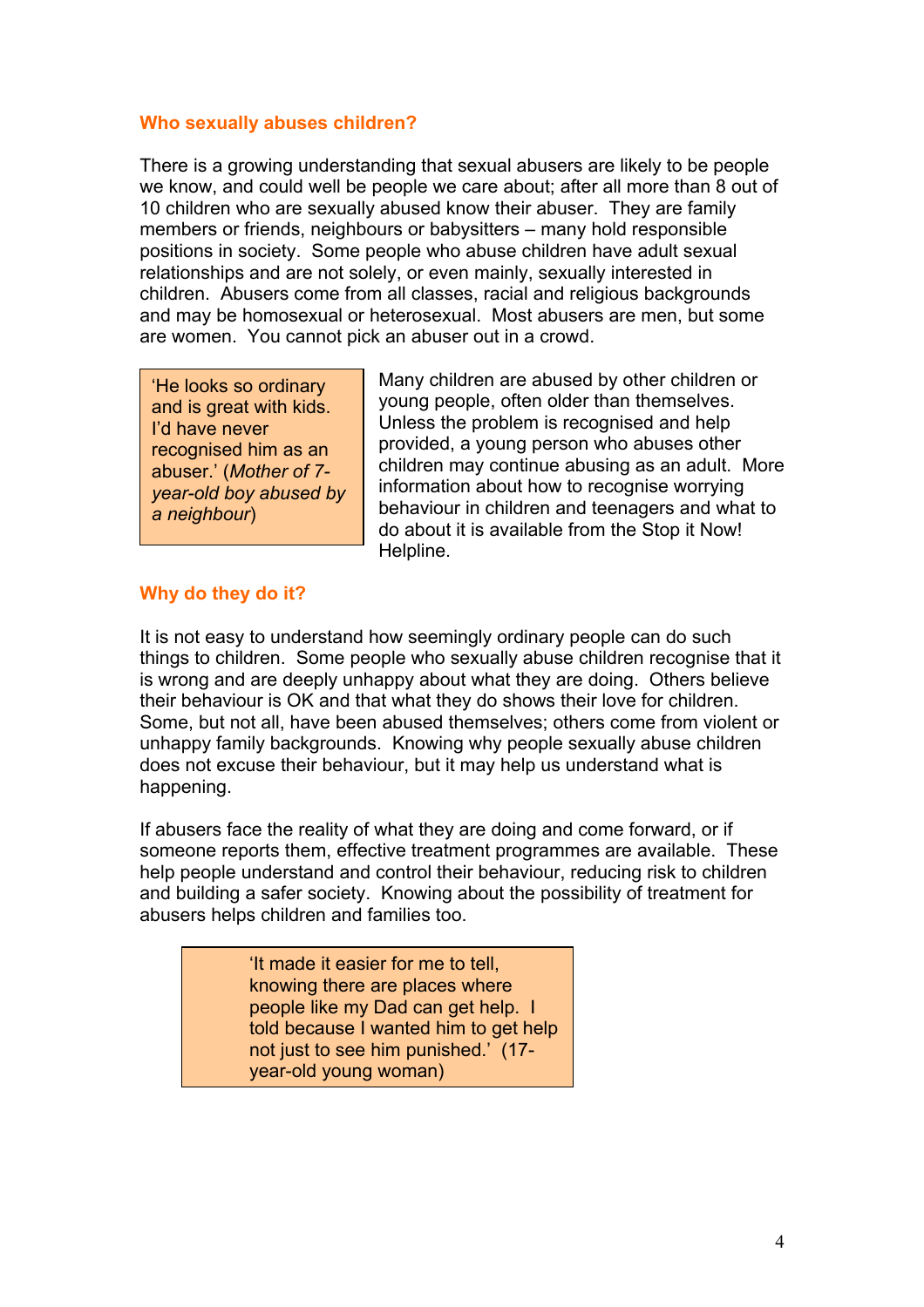## Who sexually abuses children?

There is a growing understanding that sexual abusers are likely to be people we know, and could well be people we care about; after all more than 8 out of 10 children who are sexually abused know their abuser. They are family members or friends, neighbours or babysitters – many hold responsible positions in society. Some people who abuse children have adult sexual relationships and are not solely, or even mainly, sexually interested in children. Abusers come from all classes, racial and religious backgrounds and may be homosexual or heterosexual. Most abusers are men, but some are women. You cannot pick an abuser out in a crowd.

> 'He looks so ordinary and is great with kids. I'd have never recognised him as an abuser.' (*Mother of 7-year-old boy abused by a neighbour*)

Many children are abused by other children or young people, often older than themselves. Unless the problem is recognised and help provided, a young person who abuses other children may continue abusing as an adult. More information about how to recognise worrying behaviour in children and teenagers and what to do about it is available from the Stop it Now! Helpline.

## Why do they do it?

It is not easy to understand how seemingly ordinary people can do such things to children. Some people who sexually abuse children recognise that it is wrong and are deeply unhappy about what they are doing. Others believe their behaviour is OK and that what they do shows their love for children. Some, but not all, have been abused themselves; others come from violent or unhappy family backgrounds. Knowing why people sexually abuse children does not excuse their behaviour, but it may help us understand what is happening.

If abusers face the reality of what they are doing and come forward, or if someone reports them, effective treatment programmes are available. These help people understand and control their behaviour, reducing risk to children and building a safer society. Knowing about the possibility of treatment for abusers helps children and families too.

> 'It made it easier for me to tell, knowing there are places where people like my Dad can get help. I told because I wanted him to get help not just to see him punished.' (17-year-old young woman)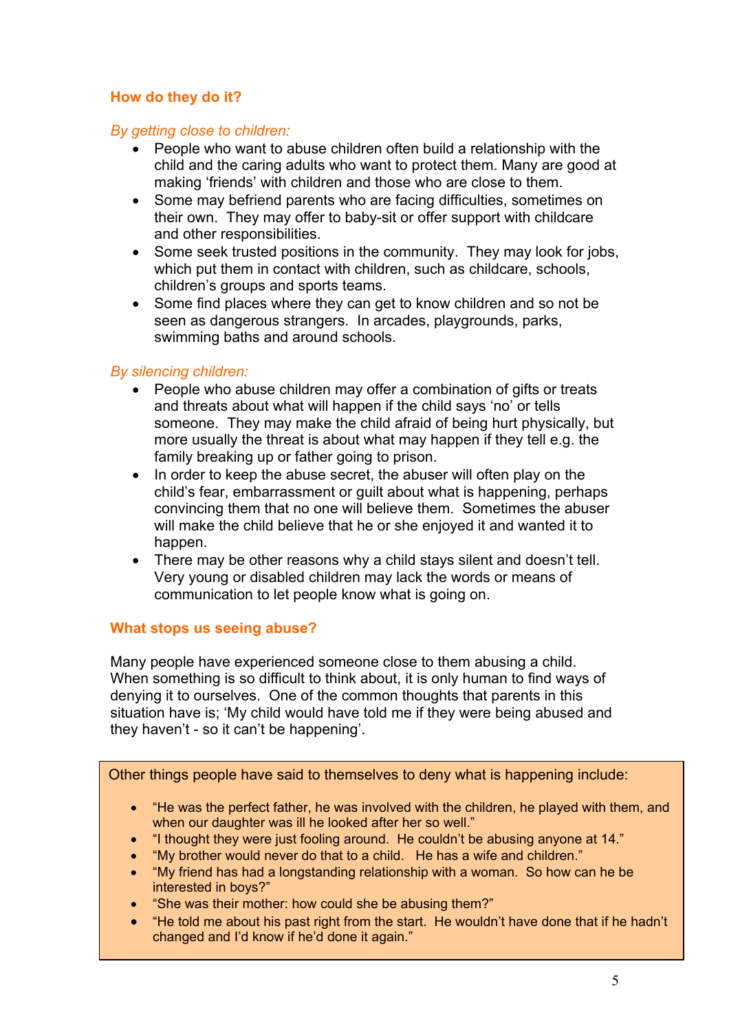## How do they do it?

*By getting close to children:*

- People who want to abuse children often build a relationship with the child and the caring adults who want to protect them. Many are good at making 'friends' with children and those who are close to them.
- Some may befriend parents who are facing difficulties, sometimes on their own. They may offer to baby-sit or offer support with childcare and other responsibilities.
- Some seek trusted positions in the community. They may look for jobs, which put them in contact with children, such as childcare, schools, children's groups and sports teams.
- Some find places where they can get to know children and so not be seen as dangerous strangers. In arcades, playgrounds, parks, swimming baths and around schools.

*By silencing children:*

- People who abuse children may offer a combination of gifts or treats and threats about what will happen if the child says 'no' or tells someone. They may make the child afraid of being hurt physically, but more usually the threat is about what may happen if they tell e.g. the family breaking up or father going to prison.
- In order to keep the abuse secret, the abuser will often play on the child's fear, embarrassment or guilt about what is happening, perhaps convincing them that no one will believe them. Sometimes the abuser will make the child believe that he or she enjoyed it and wanted it to happen.
- There may be other reasons why a child stays silent and doesn't tell. Very young or disabled children may lack the words or means of communication to let people know what is going on.

## What stops us seeing abuse?

Many people have experienced someone close to them abusing a child. When something is so difficult to think about, it is only human to find ways of denying it to ourselves. One of the common thoughts that parents in this situation have is; 'My child would have told me if they were being abused and they haven't - so it can't be happening'.

Other things people have said to themselves to deny what is happening include:

- "He was the perfect father, he was involved with the children, he played with them, and when our daughter was ill he looked after her so well."
- "I thought they were just fooling around. He couldn't be abusing anyone at 14."
- "My brother would never do that to a child. He has a wife and children."
- "My friend has had a longstanding relationship with a woman. So how can he be interested in boys?"
- "She was their mother: how could she be abusing them?"
- "He told me about his past right from the start. He wouldn't have done that if he hadn't changed and I'd know if he'd done it again."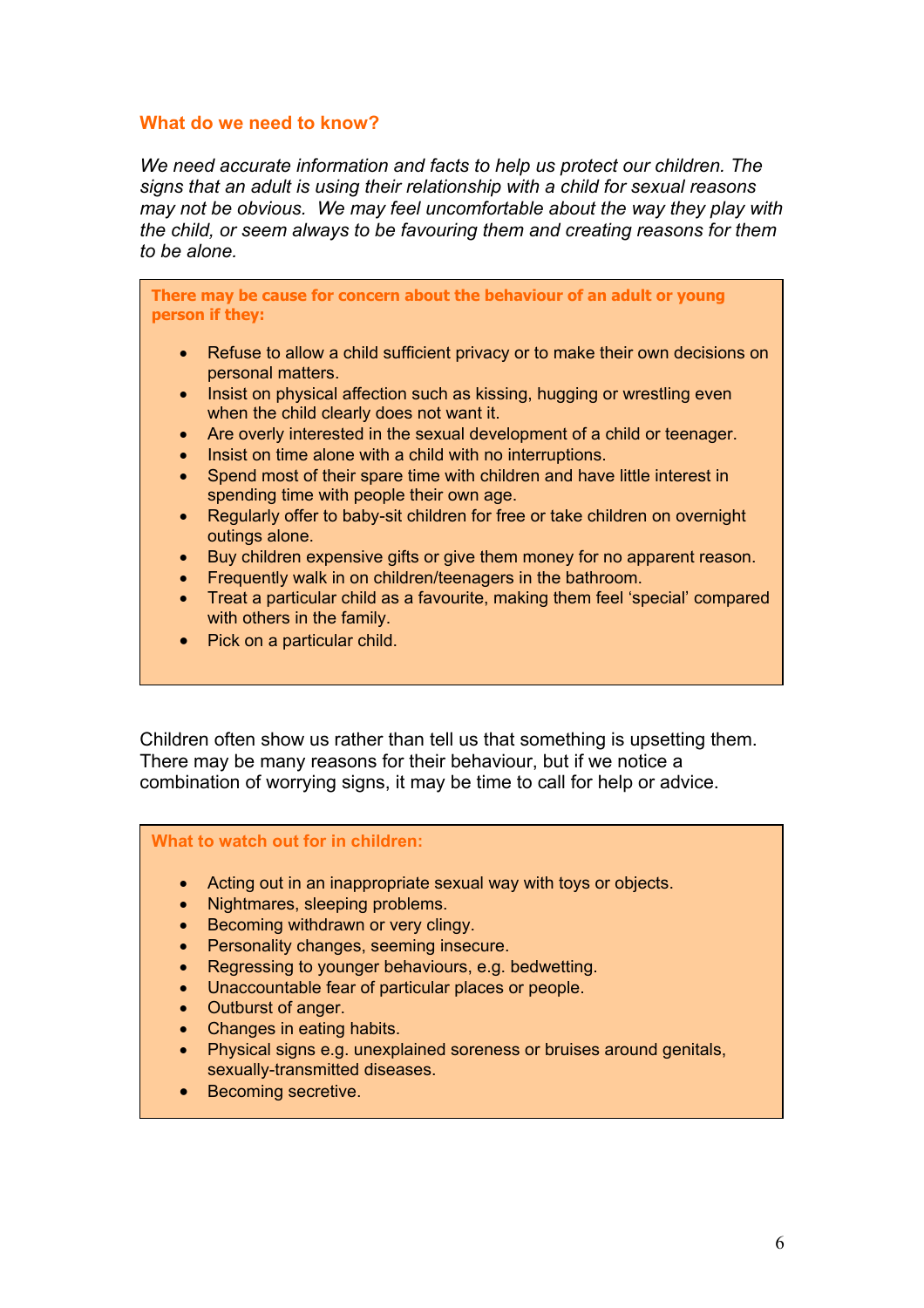## What do we need to know?

*We need accurate information and facts to help us protect our children. The signs that an adult is using their relationship with a child for sexual reasons may not be obvious. We may feel uncomfortable about the way they play with the child, or seem always to be favouring them and creating reasons for them to be alone.*

**There may be cause for concern about the behaviour of an adult or young person if they:**

- Refuse to allow a child sufficient privacy or to make their own decisions on personal matters.
- Insist on physical affection such as kissing, hugging or wrestling even when the child clearly does not want it.
- Are overly interested in the sexual development of a child or teenager.
- Insist on time alone with a child with no interruptions.
- Spend most of their spare time with children and have little interest in spending time with people their own age.
- Regularly offer to baby-sit children for free or take children on overnight outings alone.
- Buy children expensive gifts or give them money for no apparent reason.
- Frequently walk in on children/teenagers in the bathroom.
- Treat a particular child as a favourite, making them feel 'special' compared with others in the family.
- Pick on a particular child.

Children often show us rather than tell us that something is upsetting them. There may be many reasons for their behaviour, but if we notice a combination of worrying signs, it may be time to call for help or advice.

**What to watch out for in children:**

- Acting out in an inappropriate sexual way with toys or objects.
- Nightmares, sleeping problems.
- Becoming withdrawn or very clingy.
- Personality changes, seeming insecure.
- Regressing to younger behaviours, e.g. bedwetting.
- Unaccountable fear of particular places or people.
- Outburst of anger.
- Changes in eating habits.
- Physical signs e.g. unexplained soreness or bruises around genitals, sexually-transmitted diseases.
- Becoming secretive.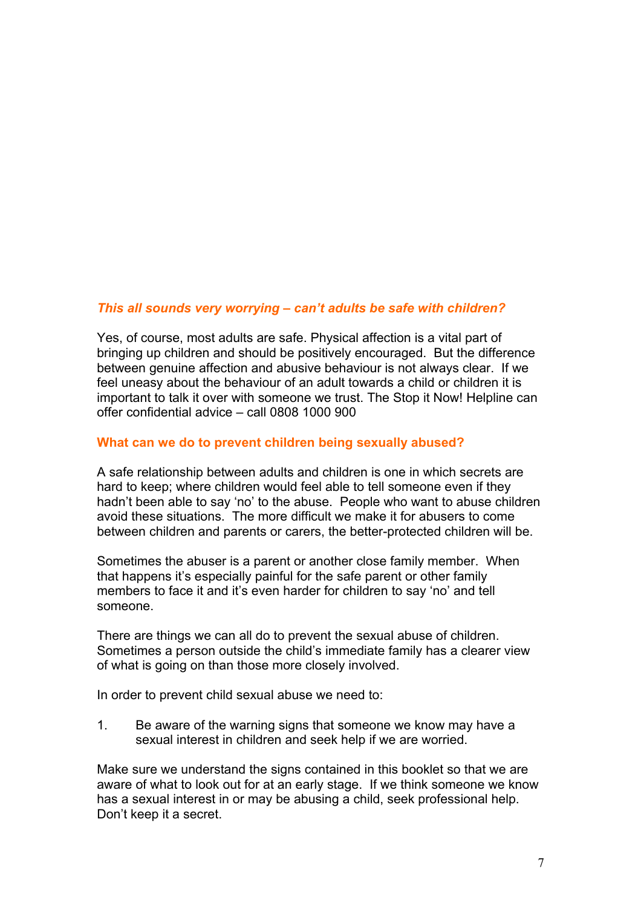### *This all sounds very worrying – can't adults be safe with children?*

Yes, of course, most adults are safe. Physical affection is a vital part of bringing up children and should be positively encouraged. But the difference between genuine affection and abusive behaviour is not always clear. If we feel uneasy about the behaviour of an adult towards a child or children it is important to talk it over with someone we trust. The Stop it Now! Helpline can offer confidential advice – call 0808 1000 900

### What can we do to prevent children being sexually abused?

A safe relationship between adults and children is one in which secrets are hard to keep; where children would feel able to tell someone even if they hadn't been able to say 'no' to the abuse. People who want to abuse children avoid these situations. The more difficult we make it for abusers to come between children and parents or carers, the better-protected children will be.

Sometimes the abuser is a parent or another close family member. When that happens it's especially painful for the safe parent or other family members to face it and it's even harder for children to say 'no' and tell someone.

There are things we can all do to prevent the sexual abuse of children. Sometimes a person outside the child's immediate family has a clearer view of what is going on than those more closely involved.

In order to prevent child sexual abuse we need to:

1. Be aware of the warning signs that someone we know may have a sexual interest in children and seek help if we are worried.

Make sure we understand the signs contained in this booklet so that we are aware of what to look out for at an early stage. If we think someone we know has a sexual interest in or may be abusing a child, seek professional help. Don't keep it a secret.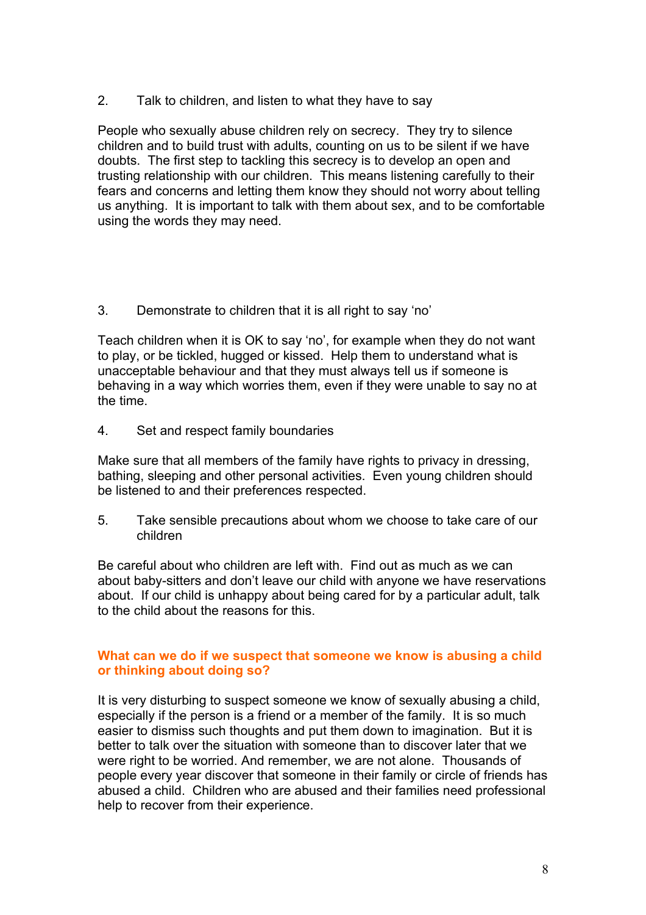2. Talk to children, and listen to what they have to say

People who sexually abuse children rely on secrecy. They try to silence children and to build trust with adults, counting on us to be silent if we have doubts. The first step to tackling this secrecy is to develop an open and trusting relationship with our children. This means listening carefully to their fears and concerns and letting them know they should not worry about telling us anything. It is important to talk with them about sex, and to be comfortable using the words they may need.

3. Demonstrate to children that it is all right to say 'no'

Teach children when it is OK to say 'no', for example when they do not want to play, or be tickled, hugged or kissed. Help them to understand what is unacceptable behaviour and that they must always tell us if someone is behaving in a way which worries them, even if they were unable to say no at the time.

4. Set and respect family boundaries

Make sure that all members of the family have rights to privacy in dressing, bathing, sleeping and other personal activities. Even young children should be listened to and their preferences respected.

5. Take sensible precautions about whom we choose to take care of our children

Be careful about who children are left with. Find out as much as we can about baby-sitters and don't leave our child with anyone we have reservations about. If our child is unhappy about being cared for by a particular adult, talk to the child about the reasons for this.

## What can we do if we suspect that someone we know is abusing a child or thinking about doing so?

It is very disturbing to suspect someone we know of sexually abusing a child, especially if the person is a friend or a member of the family. It is so much easier to dismiss such thoughts and put them down to imagination. But it is better to talk over the situation with someone than to discover later that we were right to be worried. And remember, we are not alone. Thousands of people every year discover that someone in their family or circle of friends has abused a child. Children who are abused and their families need professional help to recover from their experience.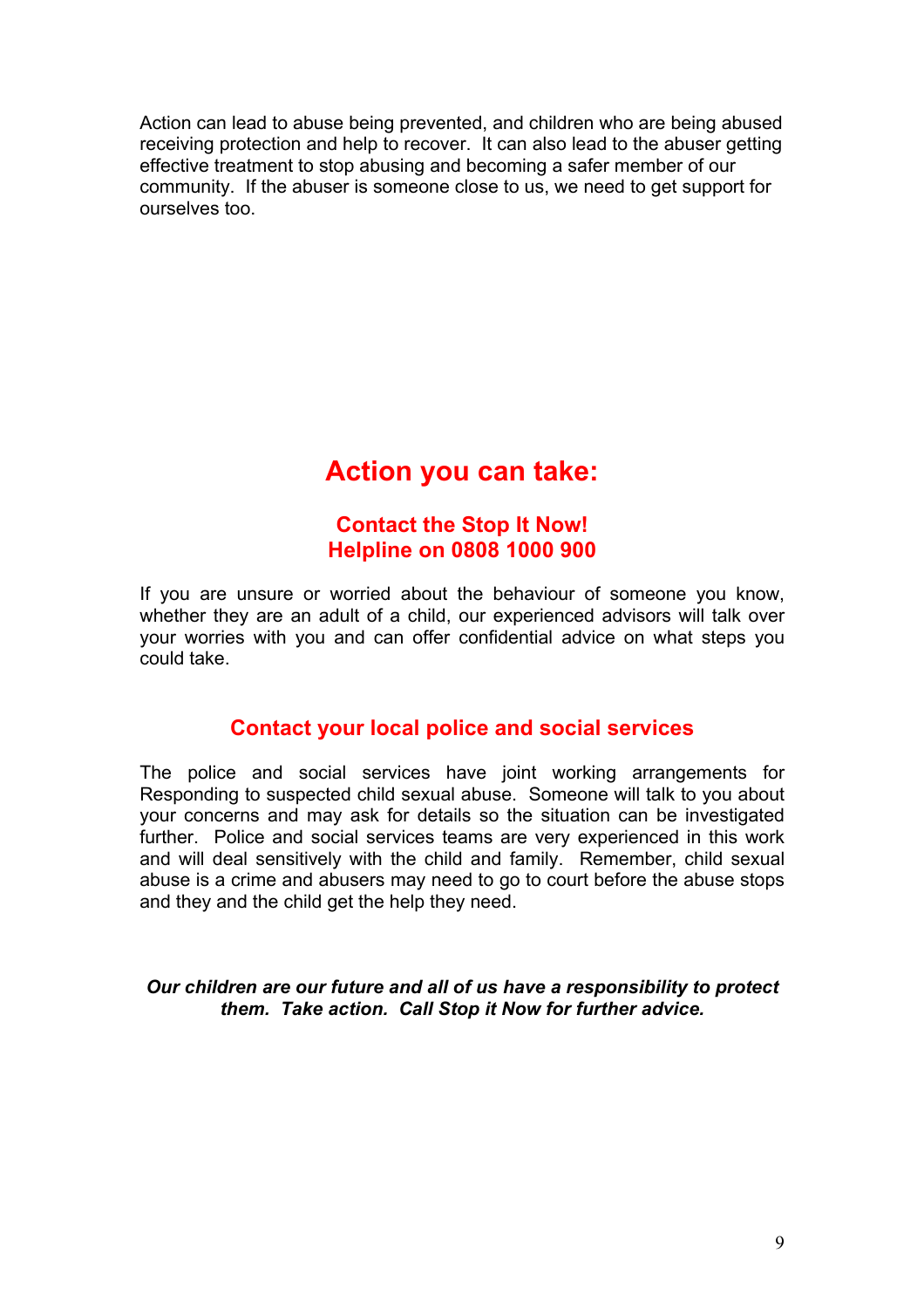Action can lead to abuse being prevented, and children who are being abused receiving protection and help to recover. It can also lead to the abuser getting effective treatment to stop abusing and becoming a safer member of our community. If the abuser is someone close to us, we need to get support for ourselves too.

# Action you can take:

## Contact the Stop It Now! Helpline on 0808 1000 900

If you are unsure or worried about the behaviour of someone you know, whether they are an adult of a child, our experienced advisors will talk over your worries with you and can offer confidential advice on what steps you could take.

## Contact your local police and social services

The police and social services have joint working arrangements for Responding to suspected child sexual abuse. Someone will talk to you about your concerns and may ask for details so the situation can be investigated further. Police and social services teams are very experienced in this work and will deal sensitively with the child and family. Remember, child sexual abuse is a crime and abusers may need to go to court before the abuse stops and they and the child get the help they need.

***Our children are our future and all of us have a responsibility to protect them. Take action. Call Stop it Now for further advice.***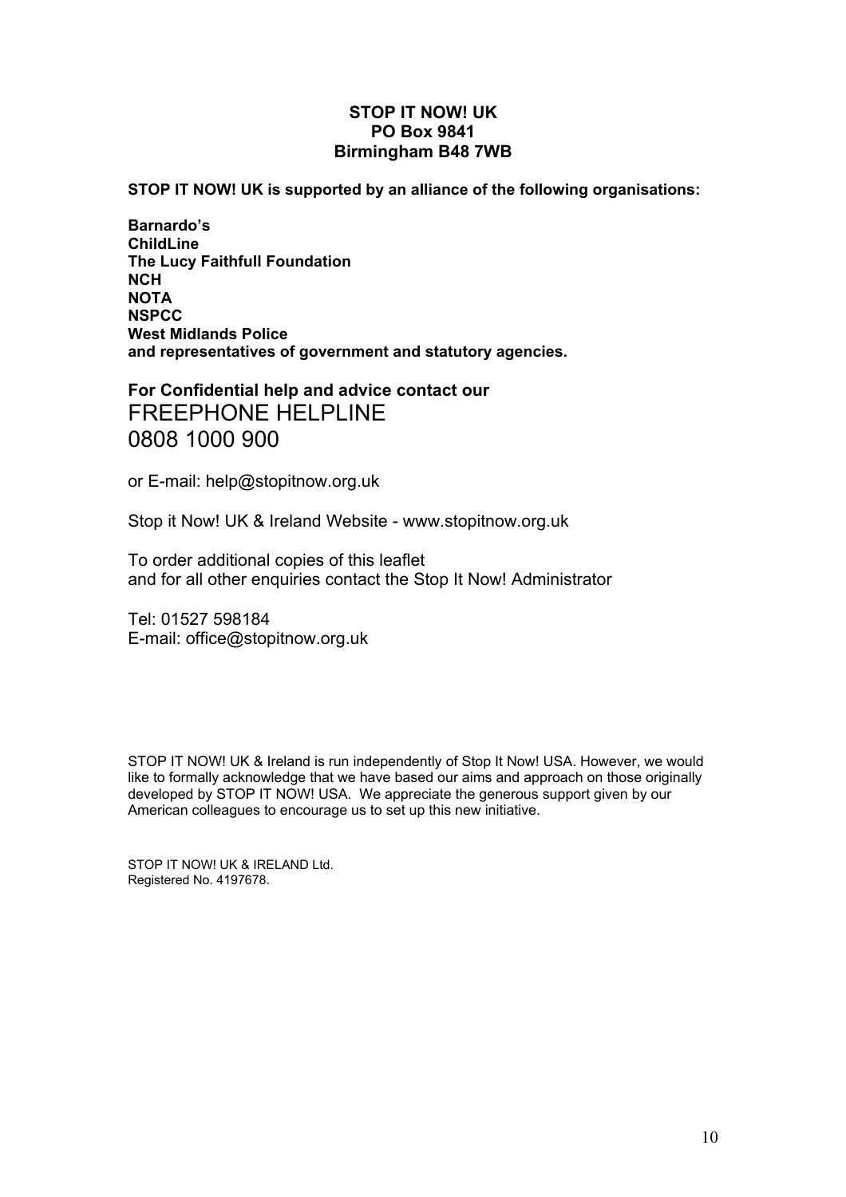**STOP IT NOW! UK**
**PO Box 9841**
**Birmingham B48 7WB**

**STOP IT NOW! UK is supported by an alliance of the following organisations:**

**Barnardo's**
**ChildLine**
**The Lucy Faithfull Foundation**
**NCH**
**NOTA**
**NSPCC**
**West Midlands Police**
**and representatives of government and statutory agencies.**

**For Confidential help and advice contact our**
FREEPHONE HELPLINE
0808 1000 900

or E-mail: help@stopitnow.org.uk

Stop it Now! UK & Ireland Website - www.stopitnow.org.uk

To order additional copies of this leaflet
and for all other enquiries contact the Stop It Now! Administrator

Tel: 01527 598184
E-mail: office@stopitnow.org.uk

STOP IT NOW! UK & Ireland is run independently of Stop It Now! USA. However, we would like to formally acknowledge that we have based our aims and approach on those originally developed by STOP IT NOW! USA. We appreciate the generous support given by our American colleagues to encourage us to set up this new initiative.

STOP IT NOW! UK & IRELAND Ltd.
Registered No. 4197678.